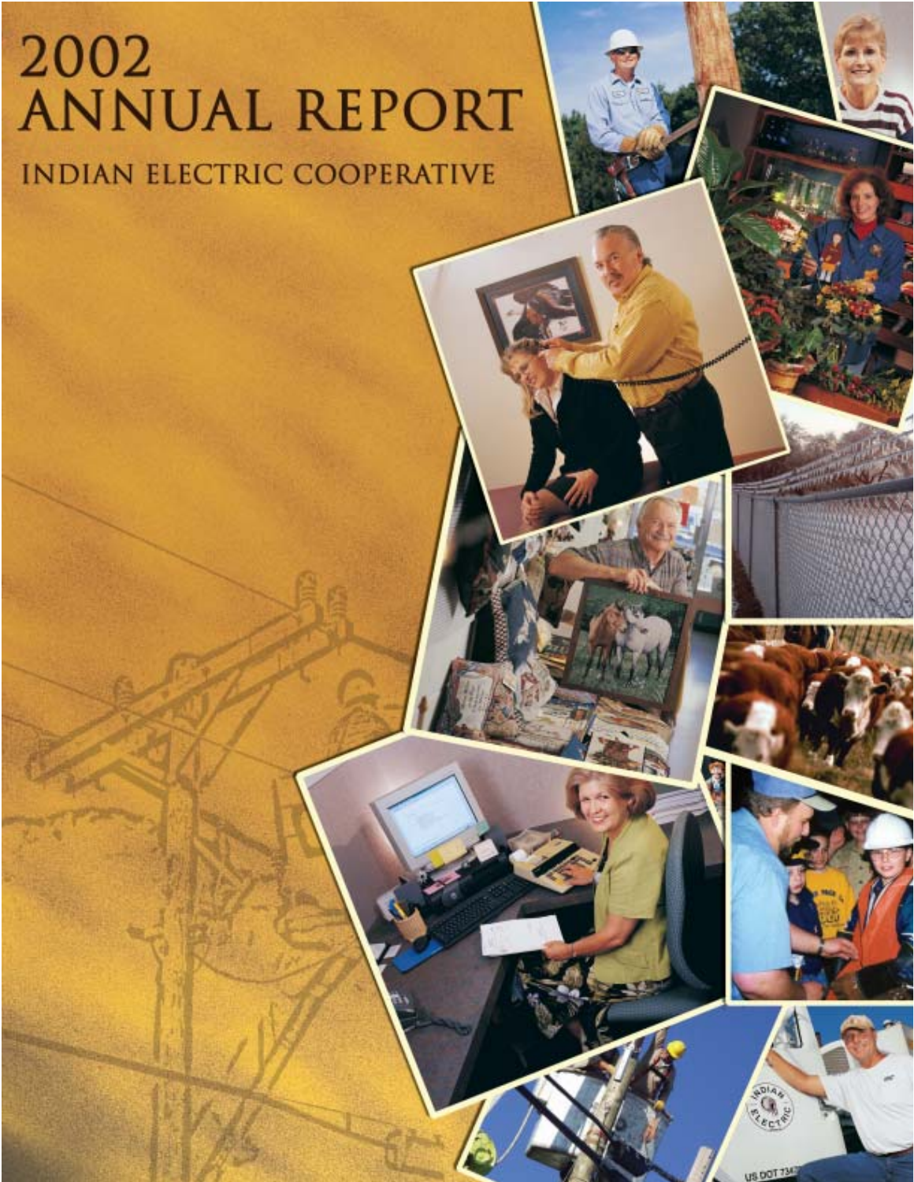# 2002 ANNUAL REPORT

## INDIAN ELECTRIC COOPERATIVE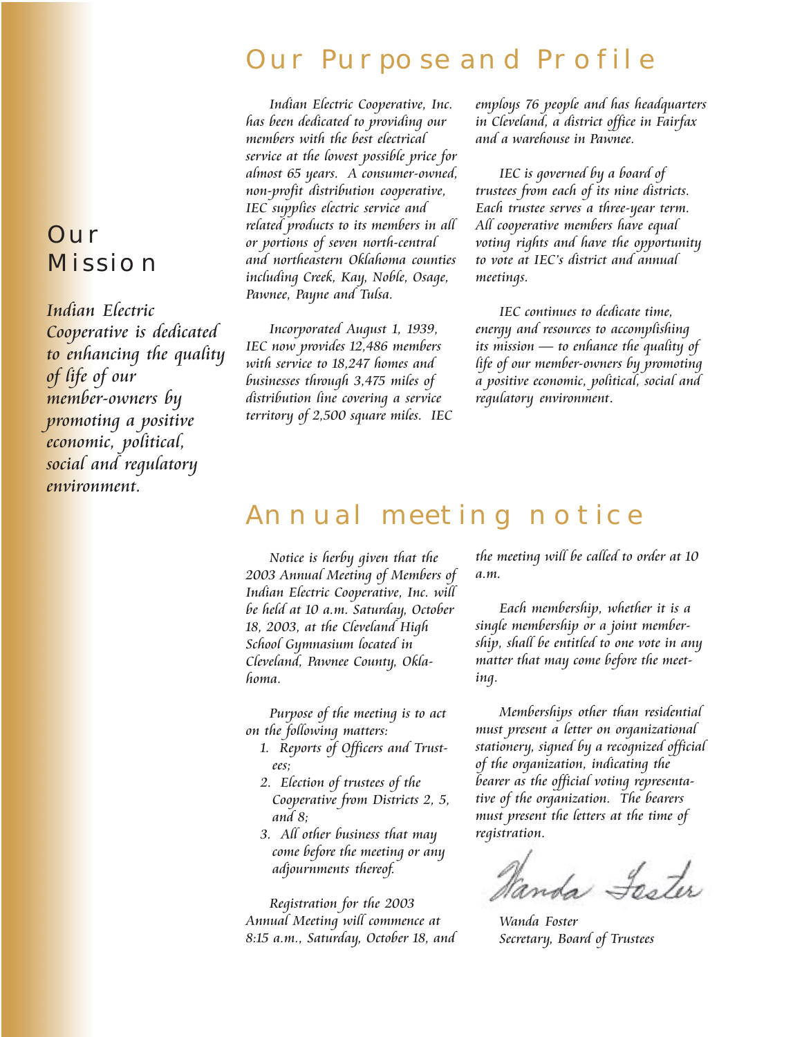## Our Mission

*Indian Electric Cooperative is dedicated to enhancing the quality of life of our member-owners by promoting a positive economic, political, social and regulatory environment.*

# Our Purpose and Profile

*Indian Electric Cooperative, Inc. has been dedicated to providing our members with the best electrical service at the lowest possible price for almost 65 years. A consumer-owned, non-profit distribution cooperative, IEC supplies electric service and related products to its members in all or portions of seven north-central and northeastern Oklahoma counties including Creek, Kay, Noble, Osage, Pawnee, Payne and Tulsa.*

*Incorporated August 1, 1939, IEC now provides 12,486 members with service to 18,247 homes and businesses through 3,475 miles of distribution line covering a service territory of 2,500 square miles. IEC employs 76 people and has headquarters in Cleveland, a district office in Fairfax and a warehouse in Pawnee.*

*IEC is governed by a board of trustees from each of its nine districts. Each trustee serves a three-year term. All cooperative members have equal voting rights and have the opportunity to vote at IEC's district and annual meetings.*

*IEC continues to dedicate time, energy and resources to accomplishing its mission — to enhance the quality of life of our member-owners by promoting a positive economic, political, social and regulatory environment.*

# Annual meeting notice

*Notice is herby given that the 2003 Annual Meeting of Members of Indian Electric Cooperative, Inc. will be held at 10 a.m. Saturday, October 18, 2003, at the Cleveland High School Gymnasium located in Cleveland, Pawnee County, Oklahoma.*

*Purpose of the meeting is to act on the following matters:*

1. *Reports of Officers and Trustees;*
2. *Election of trustees of the Cooperative from Districts 2, 5, and 8;*
3. *All other business that may come before the meeting or any adjournments thereof.*

*Registration for the 2003 Annual Meeting will commence at 8:15 a.m., Saturday, October 18, and the meeting will be called to order at 10 a.m.*

*Each membership, whether it is a single membership or a joint membership, shall be entitled to one vote in any matter that may come before the meeting.*

*Memberships other than residential must present a letter on organizational stationery, signed by a recognized official of the organization, indicating the bearer as the official voting representative of the organization. The bearers must present the letters at the time of registration.*

*Wanda Foster*
*Secretary, Board of Trustees*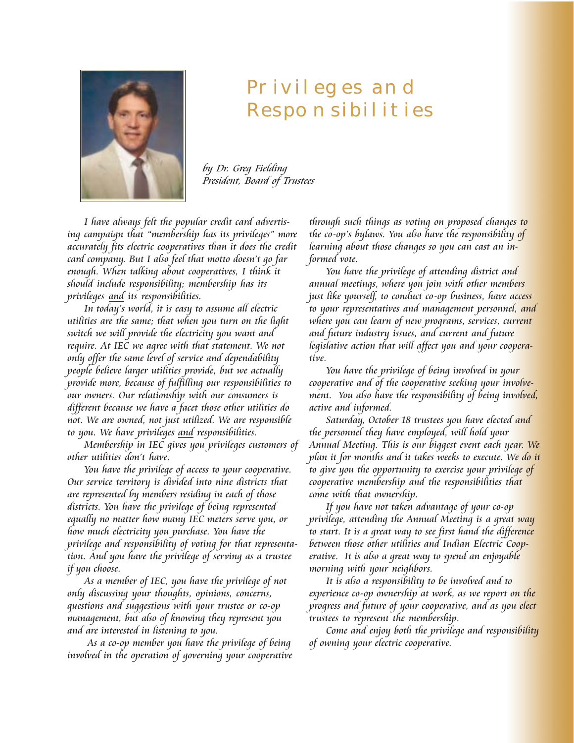# Privileges and Responsibilities

*by Dr. Greg Fielding*
*President, Board of Trustees*

*I have always felt the popular credit card advertising campaign that "membership has its privileges" more accurately fits electric cooperatives than it does the credit card company. But I also feel that motto doesn't go far enough. When talking about cooperatives, I think it should include responsibility; membership has its privileges and its responsibilities.*

*In today's world, it is easy to assume all electric utilities are the same; that when you turn on the light switch we will provide the electricity you want and require. At IEC we agree with that statement. We not only offer the same level of service and dependability people believe larger utilities provide, but we actually provide more, because of fulfilling our responsibilities to our owners. Our relationship with our consumers is different because we have a facet those other utilities do not. We are owned, not just utilized. We are responsible to you. We have privileges and responsibilities.*

*Membership in IEC gives you privileges customers of other utilities don't have.*

*You have the privilege of access to your cooperative. Our service territory is divided into nine districts that are represented by members residing in each of those districts. You have the privilege of being represented equally no matter how many IEC meters serve you, or how much electricity you purchase. You have the privilege and responsibility of voting for that representation. And you have the privilege of serving as a trustee if you choose.*

*As a member of IEC, you have the privilege of not only discussing your thoughts, opinions, concerns, questions and suggestions with your trustee or co-op management, but also of knowing they represent you and are interested in listening to you.*

*As a co-op member you have the privilege of being involved in the operation of governing your cooperative through such things as voting on proposed changes to the co-op's bylaws. You also have the responsibility of learning about those changes so you can cast an informed vote.*

*You have the privilege of attending district and annual meetings, where you join with other members just like yourself, to conduct co-op business, have access to your representatives and management personnel, and where you can learn of new programs, services, current and future industry issues, and current and future legislative action that will affect you and your cooperative.*

*You have the privilege of being involved in your cooperative and of the cooperative seeking your involvement. You also have the responsibility of being involved, active and informed.*

*Saturday, October 18 trustees you have elected and the personnel they have employed, will hold your Annual Meeting. This is our biggest event each year. We plan it for months and it takes weeks to execute. We do it to give you the opportunity to exercise your privilege of cooperative membership and the responsibilities that come with that ownership.*

*If you have not taken advantage of your co-op privilege, attending the Annual Meeting is a great way to start. It is a great way to see first hand the difference between those other utilities and Indian Electric Cooperative. It is also a great way to spend an enjoyable morning with your neighbors.*

*It is also a responsibility to be involved and to experience co-op ownership at work, as we report on the progress and future of your cooperative, and as you elect trustees to represent the membership.*

*Come and enjoy both the privilege and responsibility of owning your electric cooperative.*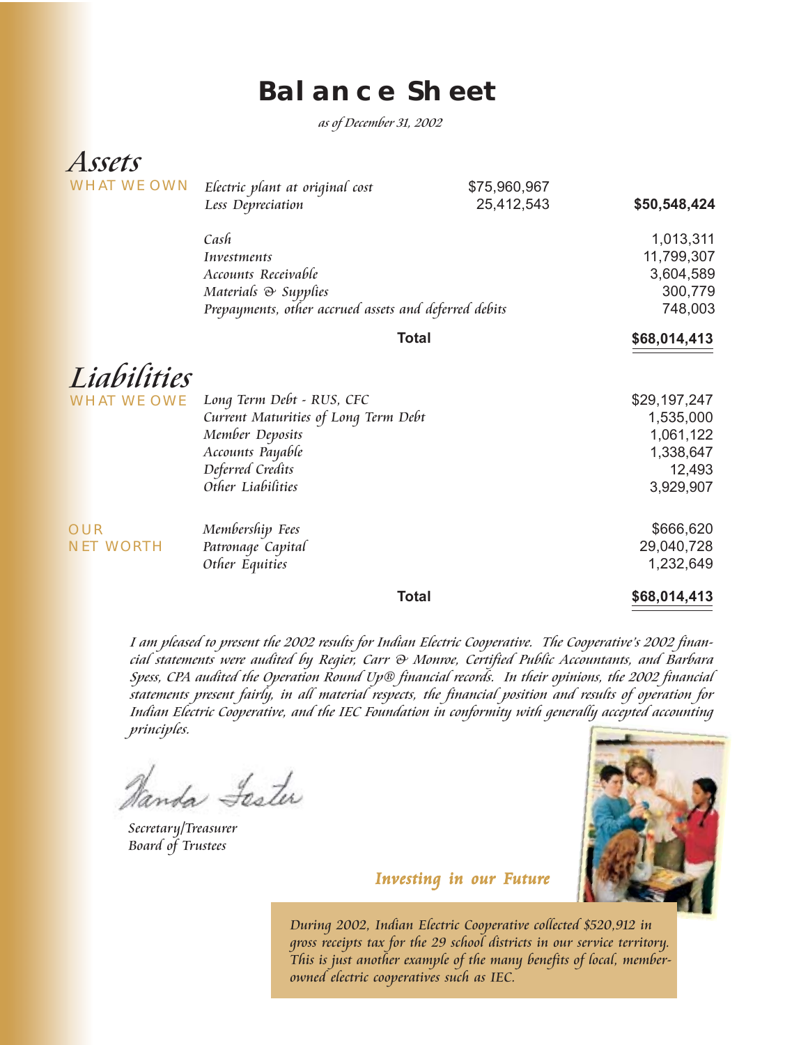# Balance Sheet

*as of December 31, 2002*

## *Assets*

WHAT WE OWN

| | | |
|---|---|---|
| *Electric plant at original cost* | $75,960,967 | |
| *Less Depreciation* | 25,412,543 | **$50,548,424** |
| *Cash* | | 1,013,311 |
| *Investments* | | 11,799,307 |
| *Accounts Receivable* | | 3,604,589 |
| *Materials & Supplies* | | 300,779 |
| *Prepayments, other accrued assets and deferred debits* | | 748,003 |
| **Total** | | **$68,014,413** |

## *Liabilities*

WHAT WE OWE

| | |
|---|---|
| *Long Term Debt - RUS, CFC* | $29,197,247 |
| *Current Maturities of Long Term Debt* | 1,535,000 |
| *Member Deposits* | 1,061,122 |
| *Accounts Payable* | 1,338,647 |
| *Deferred Credits* | 12,493 |
| *Other Liabilities* | 3,929,907 |

OUR NET WORTH

| | |
|---|---|
| *Membership Fees* | $666,620 |
| *Patronage Capital* | 29,040,728 |
| *Other Equities* | 1,232,649 |
| **Total** | **$68,014,413** |

*I am pleased to present the 2002 results for Indian Electric Cooperative. The Cooperative's 2002 financial statements were audited by Regier, Carr & Monroe, Certified Public Accountants, and Barbara Spess, CPA audited the Operation Round Up® financial records. In their opinions, the 2002 financial statements present fairly, in all material respects, the financial position and results of operation for Indian Electric Cooperative, and the IEC Foundation in conformity with generally accepted accounting principles.*

Wanda Foster

*Secretary/Treasurer*
*Board of Trustees*

### *Investing in our Future*

*During 2002, Indian Electric Cooperative collected $520,912 in gross receipts tax for the 29 school districts in our service territory. This is just another example of the many benefits of local, member-owned electric cooperatives such as IEC.*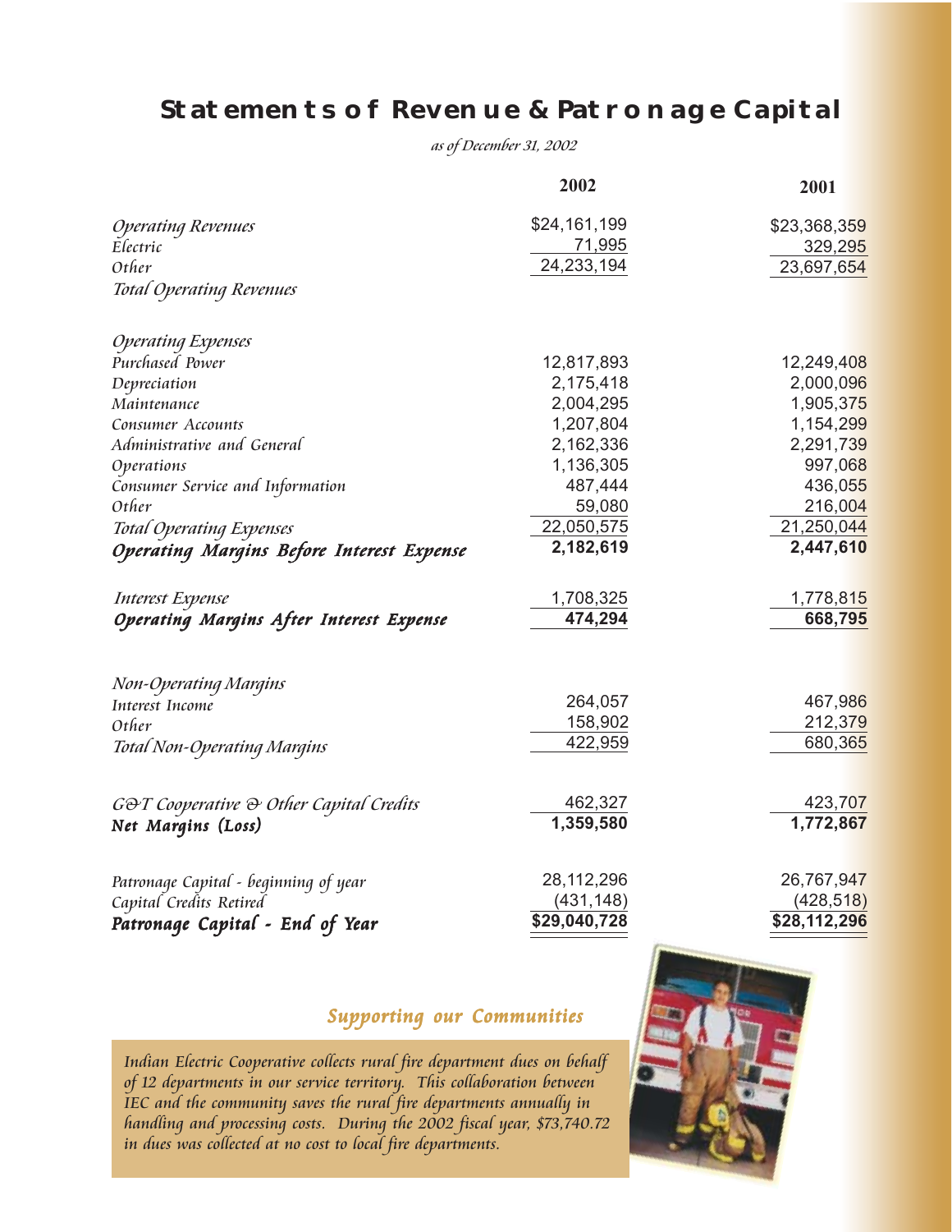# Statements of Revenue & Patronage Capital

*as of December 31, 2002*

| | 2002 | 2001 |
|---|---|---|
| *Operating Revenues* | | |
| *Electric* | $24,161,199 | $23,368,359 |
| *Other* | 71,995 | 329,295 |
| *Total Operating Revenues* | 24,233,194 | 23,697,654 |
| *Operating Expenses* | | |
| *Purchased Power* | 12,817,893 | 12,249,408 |
| *Depreciation* | 2,175,418 | 2,000,096 |
| *Maintenance* | 2,004,295 | 1,905,375 |
| *Consumer Accounts* | 1,207,804 | 1,154,299 |
| *Administrative and General* | 2,162,336 | 2,291,739 |
| *Operations* | 1,136,305 | 997,068 |
| *Consumer Service and Information* | 487,444 | 436,055 |
| *Other* | 59,080 | 216,004 |
| *Total Operating Expenses* | 22,050,575 | 21,250,044 |
| ***Operating Margins Before Interest Expense*** | **2,182,619** | **2,447,610** |
| *Interest Expense* | 1,708,325 | 1,778,815 |
| ***Operating Margins After Interest Expense*** | **474,294** | **668,795** |
| *Non-Operating Margins* | | |
| *Interest Income* | 264,057 | 467,986 |
| *Other* | 158,902 | 212,379 |
| *Total Non-Operating Margins* | 422,959 | 680,365 |
| *G&T Cooperative & Other Capital Credits* | 462,327 | 423,707 |
| ***Net Margins (Loss)*** | **1,359,580** | **1,772,867** |
| *Patronage Capital - beginning of year* | 28,112,296 | 26,767,947 |
| *Capital Credits Retired* | (431,148) | (428,518) |
| ***Patronage Capital - End of Year*** | **$29,040,728** | **$28,112,296** |

## *Supporting our Communities*

*Indian Electric Cooperative collects rural fire department dues on behalf of 12 departments in our service territory. This collaboration between IEC and the community saves the rural fire departments annually in handling and processing costs. During the 2002 fiscal year, $73,740.72 in dues was collected at no cost to local fire departments.*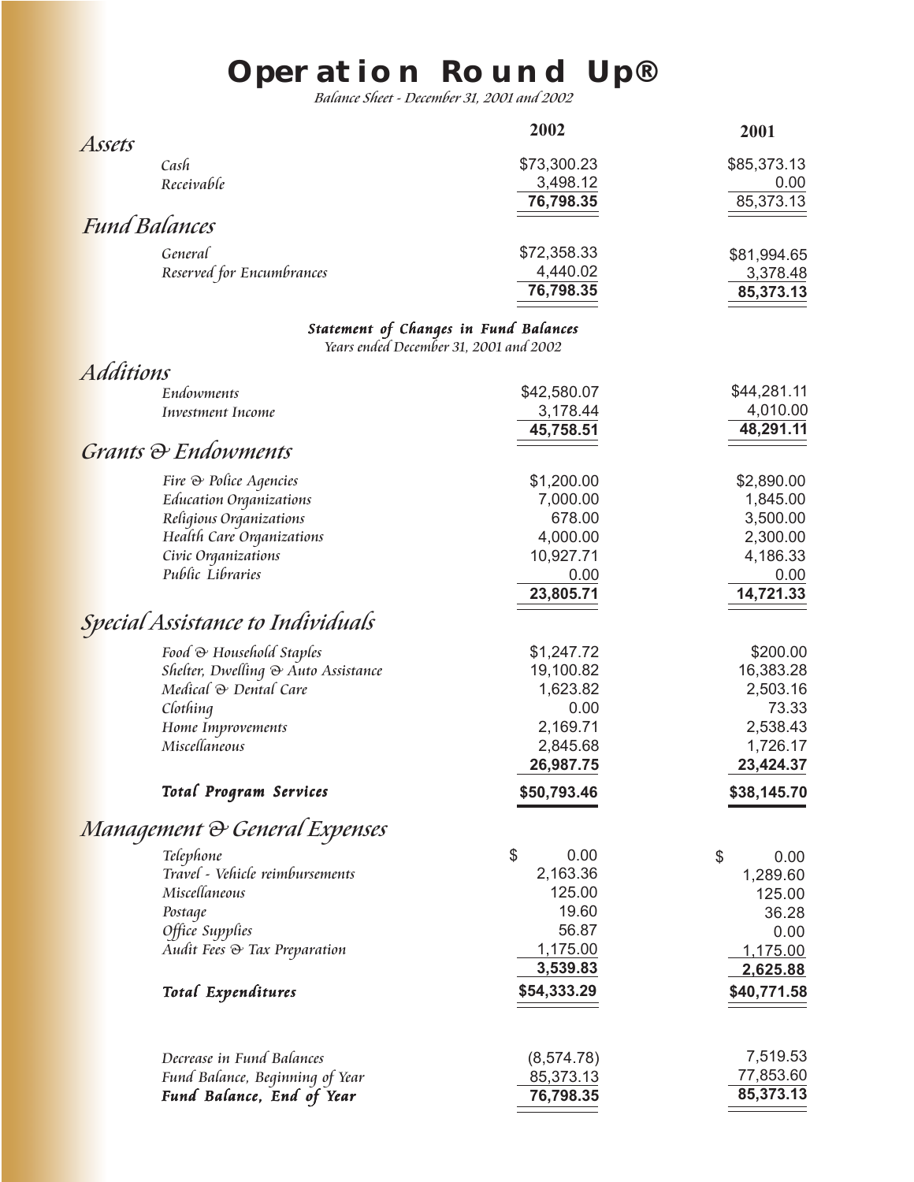# Operation Round Up®

*Balance Sheet - December 31, 2001 and 2002*

| | 2002 | 2001 |
|---|---|---|
| ***Assets*** | | |
| *Cash* | $73,300.23 | $85,373.13 |
| *Receivable* | 3,498.12 | 0.00 |
| | **76,798.35** | 85,373.13 |
| ***Fund Balances*** | | |
| *General* | $72,358.33 | $81,994.65 |
| *Reserved for Encumbrances* | 4,440.02 | 3,378.48 |
| | **76,798.35** | **85,373.13** |

***Statement of Changes in Fund Balances***

*Years ended December 31, 2001 and 2002*

| | 2002 | 2001 |
|---|---|---|
| ***Additions*** | | |
| *Endowments* | $42,580.07 | $44,281.11 |
| *Investment Income* | 3,178.44 | 4,010.00 |
| | **45,758.51** | **48,291.11** |
| ***Grants & Endowments*** | | |
| *Fire & Police Agencies* | $1,200.00 | $2,890.00 |
| *Education Organizations* | 7,000.00 | 1,845.00 |
| *Religious Organizations* | 678.00 | 3,500.00 |
| *Health Care Organizations* | 4,000.00 | 2,300.00 |
| *Civic Organizations* | 10,927.71 | 4,186.33 |
| *Public Libraries* | 0.00 | 0.00 |
| | **23,805.71** | **14,721.33** |
| ***Special Assistance to Individuals*** | | |
| *Food & Household Staples* | $1,247.72 | $200.00 |
| *Shelter, Dwelling & Auto Assistance* | 19,100.82 | 16,383.28 |
| *Medical & Dental Care* | 1,623.82 | 2,503.16 |
| *Clothing* | 0.00 | 73.33 |
| *Home Improvements* | 2,169.71 | 2,538.43 |
| *Miscellaneous* | 2,845.68 | 1,726.17 |
| | **26,987.75** | **23,424.37** |
| ***Total Program Services*** | **$50,793.46** | **$38,145.70** |
| ***Management & General Expenses*** | | |
| *Telephone* | $ 0.00 | $ 0.00 |
| *Travel - Vehicle reimbursements* | 2,163.36 | 1,289.60 |
| *Miscellaneous* | 125.00 | 125.00 |
| *Postage* | 19.60 | 36.28 |
| *Office Supplies* | 56.87 | 0.00 |
| *Audit Fees & Tax Preparation* | 1,175.00 | 1,175.00 |
| | **3,539.83** | **2,625.88** |
| ***Total Expenditures*** | **$54,333.29** | **$40,771.58** |
| | | |
| *Decrease in Fund Balances* | (8,574.78) | 7,519.53 |
| *Fund Balance, Beginning of Year* | 85,373.13 | 77,853.60 |
| ***Fund Balance, End of Year*** | **76,798.35** | **85,373.13** |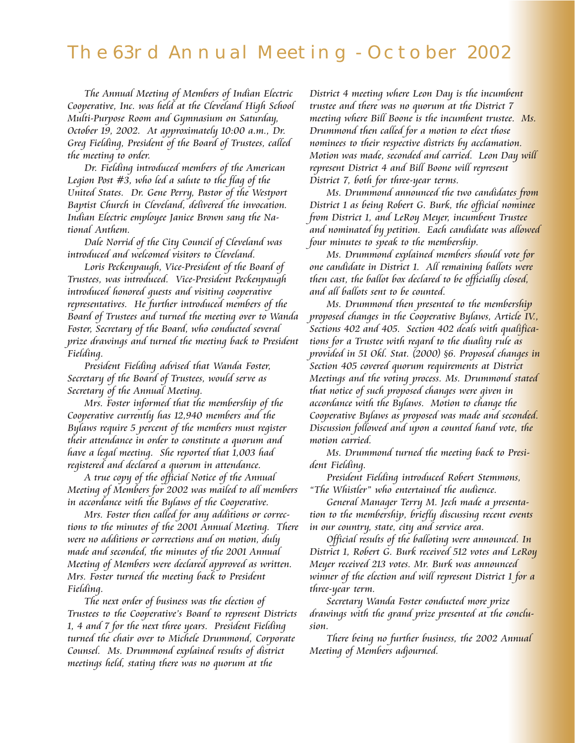# The 63rd Annual Meeting - October 2002

*The Annual Meeting of Members of Indian Electric Cooperative, Inc. was held at the Cleveland High School Multi-Purpose Room and Gymnasium on Saturday, October 19, 2002. At approximately 10:00 a.m., Dr. Greg Fielding, President of the Board of Trustees, called the meeting to order.*

*Dr. Fielding introduced members of the American Legion Post #3, who led a salute to the flag of the United States. Dr. Gene Perry, Pastor of the Westport Baptist Church in Cleveland, delivered the invocation. Indian Electric employee Janice Brown sang the National Anthem.*

*Dale Norrid of the City Council of Cleveland was introduced and welcomed visitors to Cleveland.*

*Loris Peckenpaugh, Vice-President of the Board of Trustees, was introduced. Vice-President Peckenpaugh introduced honored guests and visiting cooperative representatives. He further introduced members of the Board of Trustees and turned the meeting over to Wanda Foster, Secretary of the Board, who conducted several prize drawings and turned the meeting back to President Fielding.*

*President Fielding advised that Wanda Foster, Secretary of the Board of Trustees, would serve as Secretary of the Annual Meeting.*

*Mrs. Foster informed that the membership of the Cooperative currently has 12,940 members and the Bylaws require 5 percent of the members must register their attendance in order to constitute a quorum and have a legal meeting. She reported that 1,003 had registered and declared a quorum in attendance.*

*A true copy of the official Notice of the Annual Meeting of Members for 2002 was mailed to all members in accordance with the Bylaws of the Cooperative.*

*Mrs. Foster then called for any additions or corrections to the minutes of the 2001 Annual Meeting. There were no additions or corrections and on motion, duly made and seconded, the minutes of the 2001 Annual Meeting of Members were declared approved as written. Mrs. Foster turned the meeting back to President Fielding.*

*The next order of business was the election of Trustees to the Cooperative's Board to represent Districts 1, 4 and 7 for the next three years. President Fielding turned the chair over to Michele Drummond, Corporate Counsel. Ms. Drummond explained results of district meetings held, stating there was no quorum at the District 4 meeting where Leon Day is the incumbent trustee and there was no quorum at the District 7 meeting where Bill Boone is the incumbent trustee. Ms. Drummond then called for a motion to elect those nominees to their respective districts by acclamation. Motion was made, seconded and carried. Leon Day will represent District 4 and Bill Boone will represent District 7, both for three-year terms.*

*Ms. Drummond announced the two candidates from District 1 as being Robert G. Burk, the official nominee from District 1, and LeRoy Meyer, incumbent Trustee and nominated by petition. Each candidate was allowed four minutes to speak to the membership.*

*Ms. Drummond explained members should vote for one candidate in District 1. All remaining ballots were then cast, the ballot box declared to be officially closed, and all ballots sent to be counted.*

*Ms. Drummond then presented to the membership proposed changes in the Cooperative Bylaws, Article IV., Sections 402 and 405. Section 402 deals with qualifications for a Trustee with regard to the duality rule as provided in 51 Okl. Stat. (2000) §6. Proposed changes in Section 405 covered quorum requirements at District Meetings and the voting process. Ms. Drummond stated that notice of such proposed changes were given in accordance with the Bylaws. Motion to change the Cooperative Bylaws as proposed was made and seconded. Discussion followed and upon a counted hand vote, the motion carried.*

*Ms. Drummond turned the meeting back to President Fielding.*

*President Fielding introduced Robert Stemmons, "The Whistler" who entertained the audience.*

*General Manager Terry M. Jech made a presentation to the membership, briefly discussing recent events in our country, state, city and service area.*

*Official results of the balloting were announced. In District 1, Robert G. Burk received 512 votes and LeRoy Meyer received 213 votes. Mr. Burk was announced winner of the election and will represent District 1 for a three-year term.*

*Secretary Wanda Foster conducted more prize drawings with the grand prize presented at the conclusion.*

*There being no further business, the 2002 Annual Meeting of Members adjourned.*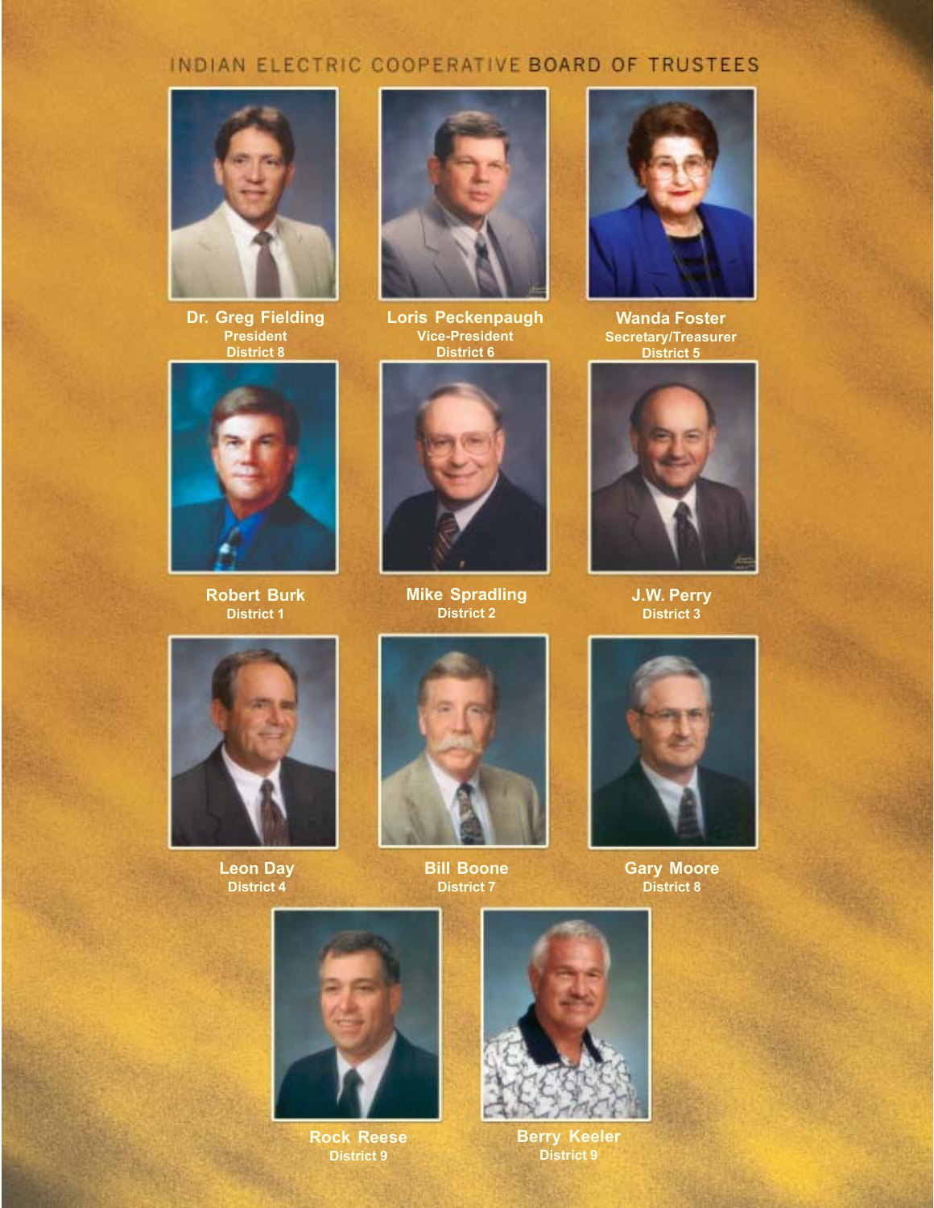# INDIAN ELECTRIC COOPERATIVE BOARD OF TRUSTEES

**Dr. Greg Fielding**
President
District 8

**Loris Peckenpaugh**
Vice-President
District 6

**Wanda Foster**
Secretary/Treasurer
District 5

**Robert Burk**
District 1

**Mike Spradling**
District 2

**J.W. Perry**
District 3

**Leon Day**
District 4

**Bill Boone**
District 7

**Gary Moore**
District 8

**Rock Reese**
District 9

**Berry Keeler**
District 9